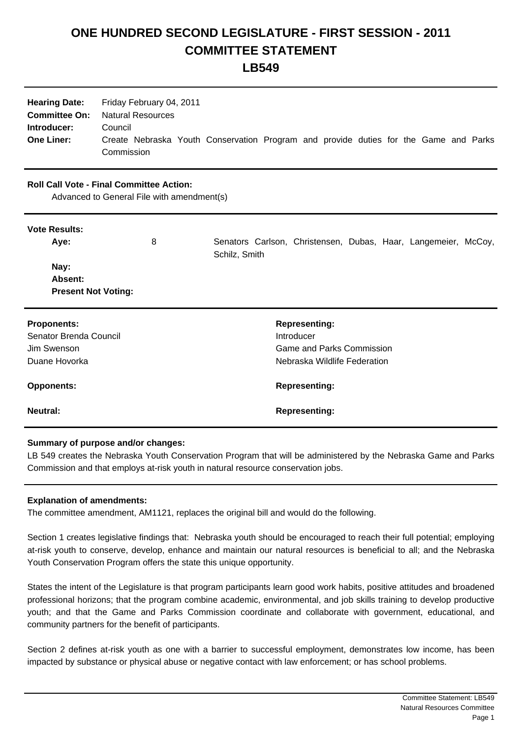# ONE HUNDRED SECOND LEGISLATURE - FIRST SESSION - 2011
# COMMITTEE STATEMENT
# LB549

**Hearing Date:** Friday February 04, 2011
**Committee On:** Natural Resources
**Introducer:** Council
**One Liner:** Create Nebraska Youth Conservation Program and provide duties for the Game and Parks Commission

**Roll Call Vote - Final Committee Action:**
Advanced to General File with amendment(s)

**Vote Results:**

| | | |
|---|---|---|
| **Aye:** | 8 | Senators Carlson, Christensen, Dubas, Haar, Langemeier, McCoy, Schilz, Smith |
| **Nay:** | | |
| **Absent:** | | |
| **Present Not Voting:** | | |

| **Proponents:** | **Representing:** |
|---|---|
| Senator Brenda Council | Introducer |
| Jim Swenson | Game and Parks Commission |
| Duane Hovorka | Nebraska Wildlife Federation |
| **Opponents:** | **Representing:** |
| **Neutral:** | **Representing:** |

**Summary of purpose and/or changes:**

LB 549 creates the Nebraska Youth Conservation Program that will be administered by the Nebraska Game and Parks Commission and that employs at-risk youth in natural resource conservation jobs.

**Explanation of amendments:**

The committee amendment, AM1121, replaces the original bill and would do the following.

Section 1 creates legislative findings that: Nebraska youth should be encouraged to reach their full potential; employing at-risk youth to conserve, develop, enhance and maintain our natural resources is beneficial to all; and the Nebraska Youth Conservation Program offers the state this unique opportunity.

States the intent of the Legislature is that program participants learn good work habits, positive attitudes and broadened professional horizons; that the program combine academic, environmental, and job skills training to develop productive youth; and that the Game and Parks Commission coordinate and collaborate with government, educational, and community partners for the benefit of participants.

Section 2 defines at-risk youth as one with a barrier to successful employment, demonstrates low income, has been impacted by substance or physical abuse or negative contact with law enforcement; or has school problems.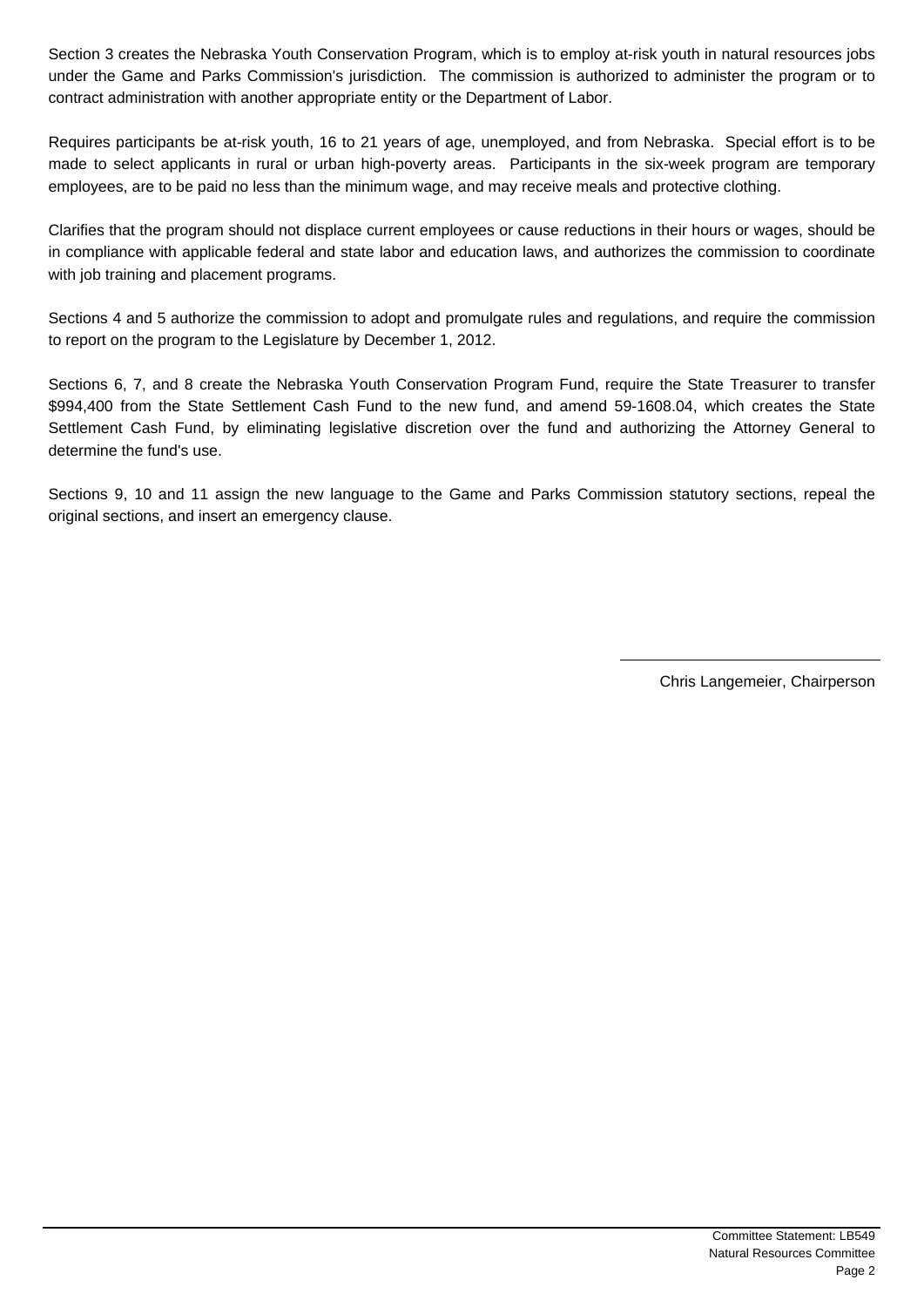Section 3 creates the Nebraska Youth Conservation Program, which is to employ at-risk youth in natural resources jobs under the Game and Parks Commission's jurisdiction. The commission is authorized to administer the program or to contract administration with another appropriate entity or the Department of Labor.

Requires participants be at-risk youth, 16 to 21 years of age, unemployed, and from Nebraska. Special effort is to be made to select applicants in rural or urban high-poverty areas. Participants in the six-week program are temporary employees, are to be paid no less than the minimum wage, and may receive meals and protective clothing.

Clarifies that the program should not displace current employees or cause reductions in their hours or wages, should be in compliance with applicable federal and state labor and education laws, and authorizes the commission to coordinate with job training and placement programs.

Sections 4 and 5 authorize the commission to adopt and promulgate rules and regulations, and require the commission to report on the program to the Legislature by December 1, 2012.

Sections 6, 7, and 8 create the Nebraska Youth Conservation Program Fund, require the State Treasurer to transfer $994,400 from the State Settlement Cash Fund to the new fund, and amend 59-1608.04, which creates the State Settlement Cash Fund, by eliminating legislative discretion over the fund and authorizing the Attorney General to determine the fund's use.

Sections 9, 10 and 11 assign the new language to the Game and Parks Commission statutory sections, repeal the original sections, and insert an emergency clause.

Chris Langemeier, Chairperson